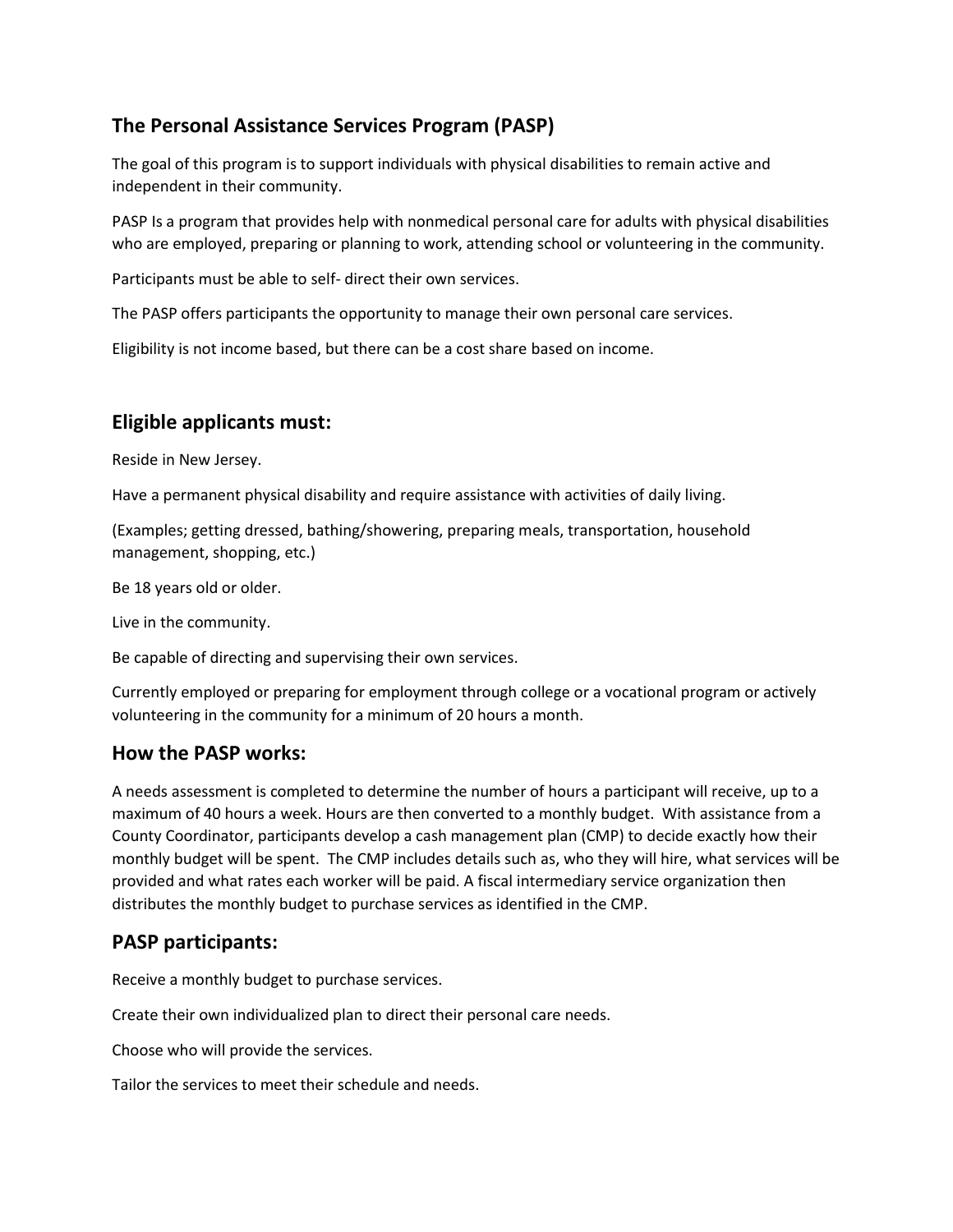## The Personal Assistance Services Program (PASP)

The goal of this program is to support individuals with physical disabilities to remain active and independent in their community.

PASP Is a program that provides help with nonmedical personal care for adults with physical disabilities who are employed, preparing or planning to work, attending school or volunteering in the community.

Participants must be able to self- direct their own services.

The PASP offers participants the opportunity to manage their own personal care services.

Eligibility is not income based, but there can be a cost share based on income.

## Eligible applicants must:

Reside in New Jersey.

Have a permanent physical disability and require assistance with activities of daily living.

(Examples; getting dressed, bathing/showering, preparing meals, transportation, household management, shopping, etc.)

Be 18 years old or older.

Live in the community.

Be capable of directing and supervising their own services.

Currently employed or preparing for employment through college or a vocational program or actively volunteering in the community for a minimum of 20 hours a month.

## How the PASP works:

A needs assessment is completed to determine the number of hours a participant will receive, up to a maximum of 40 hours a week. Hours are then converted to a monthly budget. With assistance from a County Coordinator, participants develop a cash management plan (CMP) to decide exactly how their monthly budget will be spent. The CMP includes details such as, who they will hire, what services will be provided and what rates each worker will be paid. A fiscal intermediary service organization then distributes the monthly budget to purchase services as identified in the CMP.

## PASP participants:

Receive a monthly budget to purchase services.

Create their own individualized plan to direct their personal care needs.

Choose who will provide the services.

Tailor the services to meet their schedule and needs.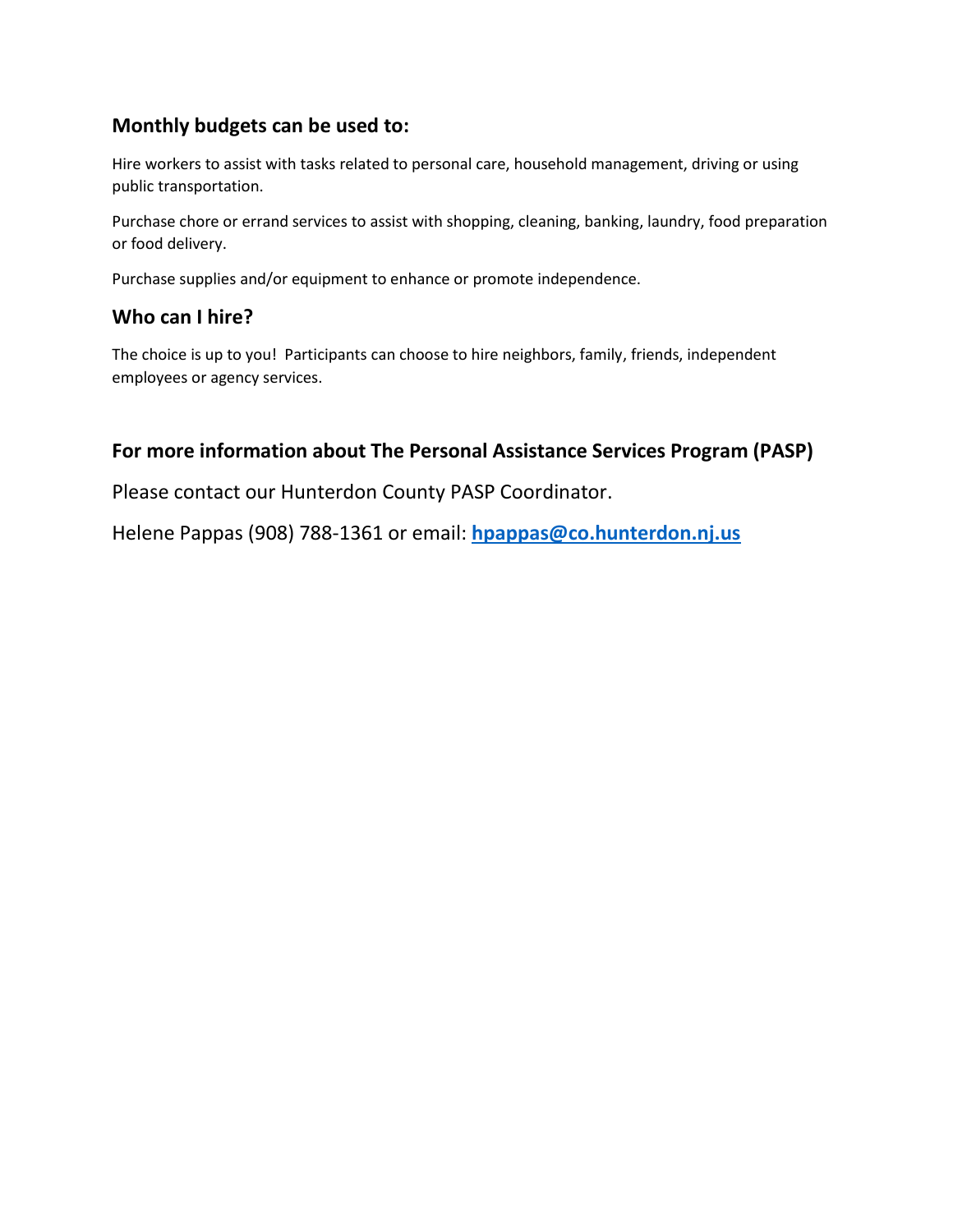## Monthly budgets can be used to:

Hire workers to assist with tasks related to personal care, household management, driving or using public transportation.

Purchase chore or errand services to assist with shopping, cleaning, banking, laundry, food preparation or food delivery.

Purchase supplies and/or equipment to enhance or promote independence.

## Who can I hire?

The choice is up to you! Participants can choose to hire neighbors, family, friends, independent employees or agency services.

## For more information about The Personal Assistance Services Program (PASP)

Please contact our Hunterdon County PASP Coordinator.

Helene Pappas (908) 788-1361 or email: **hpappas@co.hunterdon.nj.us**